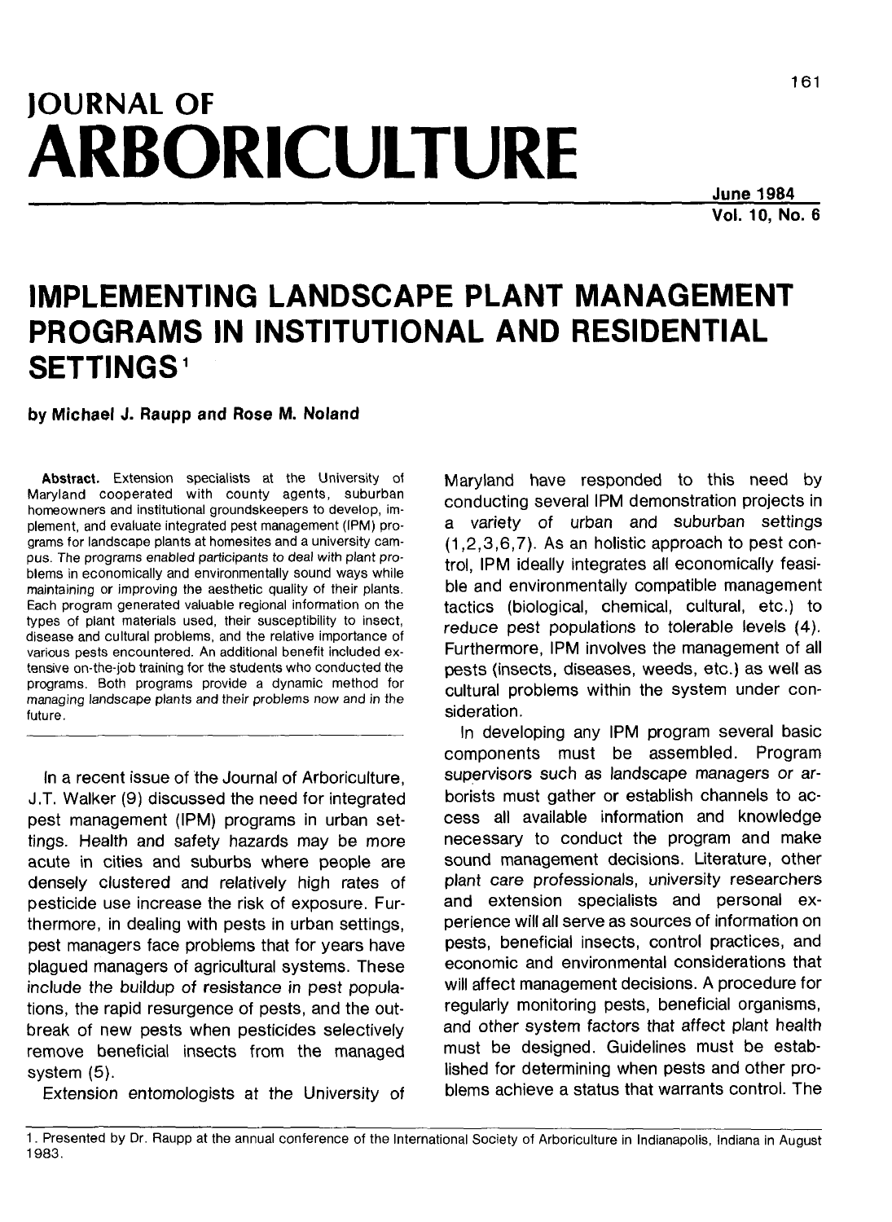# JOURNAL OF ARBORICULTURE

June 1984
Vol. 10, No. 6

# IMPLEMENTING LANDSCAPE PLANT MANAGEMENT PROGRAMS IN INSTITUTIONAL AND RESIDENTIAL SETTINGS[1]

**by Michael J. Raupp and Rose M. Noland**

**Abstract.** Extension specialists at the University of Maryland cooperated with county agents, suburban homeowners and institutional groundskeepers to develop, implement, and evaluate integrated pest management (IPM) programs for landscape plants at homesites and a university campus. The programs enabled participants to deal with plant problems in economically and environmentally sound ways while maintaining or improving the aesthetic quality of their plants. Each program generated valuable regional information on the types of plant materials used, their susceptibility to insect, disease and cultural problems, and the relative importance of various pests encountered. An additional benefit included extensive on-the-job training for the students who conducted the programs. Both programs provide a dynamic method for managing landscape plants and their problems now and in the future.

In a recent issue of the Journal of Arboriculture, J.T. Walker (9) discussed the need for integrated pest management (IPM) programs in urban settings. Health and safety hazards may be more acute in cities and suburbs where people are densely clustered and relatively high rates of pesticide use increase the risk of exposure. Furthermore, in dealing with pests in urban settings, pest managers face problems that for years have plagued managers of agricultural systems. These include the buildup of resistance in pest populations, the rapid resurgence of pests, and the outbreak of new pests when pesticides selectively remove beneficial insects from the managed system (5).

Extension entomologists at the University of Maryland have responded to this need by conducting several IPM demonstration projects in a variety of urban and suburban settings (1,2,3,6,7). As an holistic approach to pest control, IPM ideally integrates all economically feasible and environmentally compatible management tactics (biological, chemical, cultural, etc.) to reduce pest populations to tolerable levels (4). Furthermore, IPM involves the management of all pests (insects, diseases, weeds, etc.) as well as cultural problems within the system under consideration.

In developing any IPM program several basic components must be assembled. Program supervisors such as landscape managers or arborists must gather or establish channels to access all available information and knowledge necessary to conduct the program and make sound management decisions. Literature, other plant care professionals, university researchers and extension specialists and personal experience will all serve as sources of information on pests, beneficial insects, control practices, and economic and environmental considerations that will affect management decisions. A procedure for regularly monitoring pests, beneficial organisms, and other system factors that affect plant health must be designed. Guidelines must be established for determining when pests and other problems achieve a status that warrants control. The

1. Presented by Dr. Raupp at the annual conference of the International Society of Arboriculture in Indianapolis, Indiana in August 1983.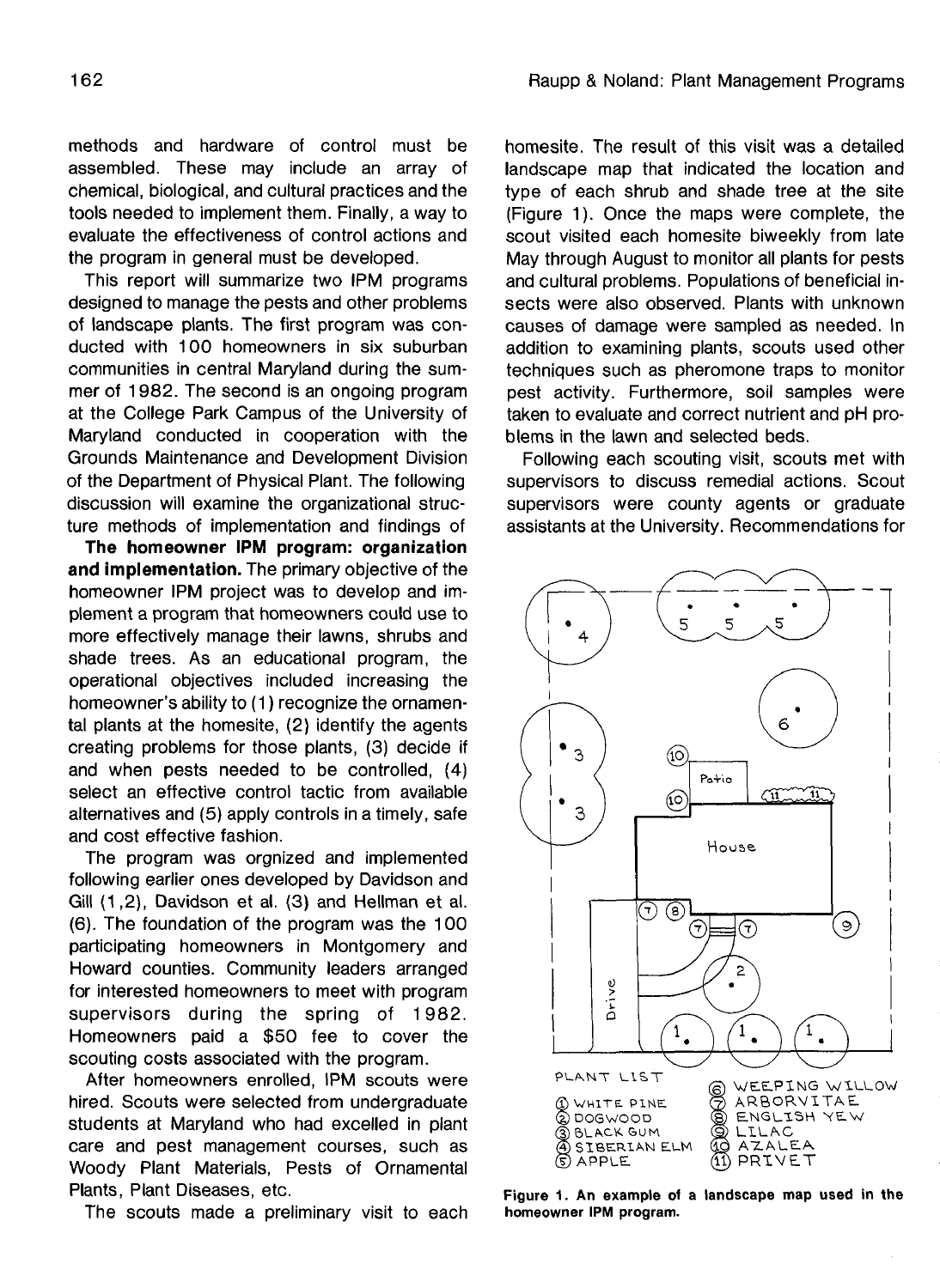methods and hardware of control must be assembled. These may include an array of chemical, biological, and cultural practices and the tools needed to implement them. Finally, a way to evaluate the effectiveness of control actions and the program in general must be developed.

This report will summarize two IPM programs designed to manage the pests and other problems of landscape plants. The first program was conducted with 100 homeowners in six suburban communities in central Maryland during the summer of 1982. The second is an ongoing program at the College Park Campus of the University of Maryland conducted in cooperation with the Grounds Maintenance and Development Division of the Department of Physical Plant. The following discussion will examine the organizational structure methods of implementation and findings of

**The homeowner IPM program: organization and implementation.** The primary objective of the homeowner IPM project was to develop and implement a program that homeowners could use to more effectively manage their lawns, shrubs and shade trees. As an educational program, the operational objectives included increasing the homeowner's ability to (1) recognize the ornamental plants at the homesite, (2) identify the agents creating problems for those plants, (3) decide if and when pests needed to be controlled, (4) select an effective control tactic from available alternatives and (5) apply controls in a timely, safe and cost effective fashion.

The program was orgnized and implemented following earlier ones developed by Davidson and Gill (1,2), Davidson et al. (3) and Hellman et al. (6). The foundation of the program was the 100 participating homeowners in Montgomery and Howard counties. Community leaders arranged for interested homeowners to meet with program supervisors during the spring of 1982. Homeowners paid a $50 fee to cover the scouting costs associated with the program.

After homeowners enrolled, IPM scouts were hired. Scouts were selected from undergraduate students at Maryland who had excelled in plant care and pest management courses, such as Woody Plant Materials, Pests of Ornamental Plants, Plant Diseases, etc.

The scouts made a preliminary visit to each homesite. The result of this visit was a detailed landscape map that indicated the location and type of each shrub and shade tree at the site (Figure 1). Once the maps were complete, the scout visited each homesite biweekly from late May through August to monitor all plants for pests and cultural problems. Populations of beneficial insects were also observed. Plants with unknown causes of damage were sampled as needed. In addition to examining plants, scouts used other techniques such as pheromone traps to monitor pest activity. Furthermore, soil samples were taken to evaluate and correct nutrient and pH problems in the lawn and selected beds.

Following each scouting visit, scouts met with supervisors to discuss remedial actions. Scout supervisors were county agents or graduate assistants at the University. Recommendations for

PLANT LIST

1. WHITE PINE
2. DOGWOOD
3. BLACK GUM
4. SIBERIAN ELM
5. APPLE
6. WEEPING WILLOW
7. ARBORVITAE
8. ENGLISH YEW
9. LILAC
10. AZALEA
11. PRIVET

**Figure 1. An example of a landscape map used in the homeowner IPM program.**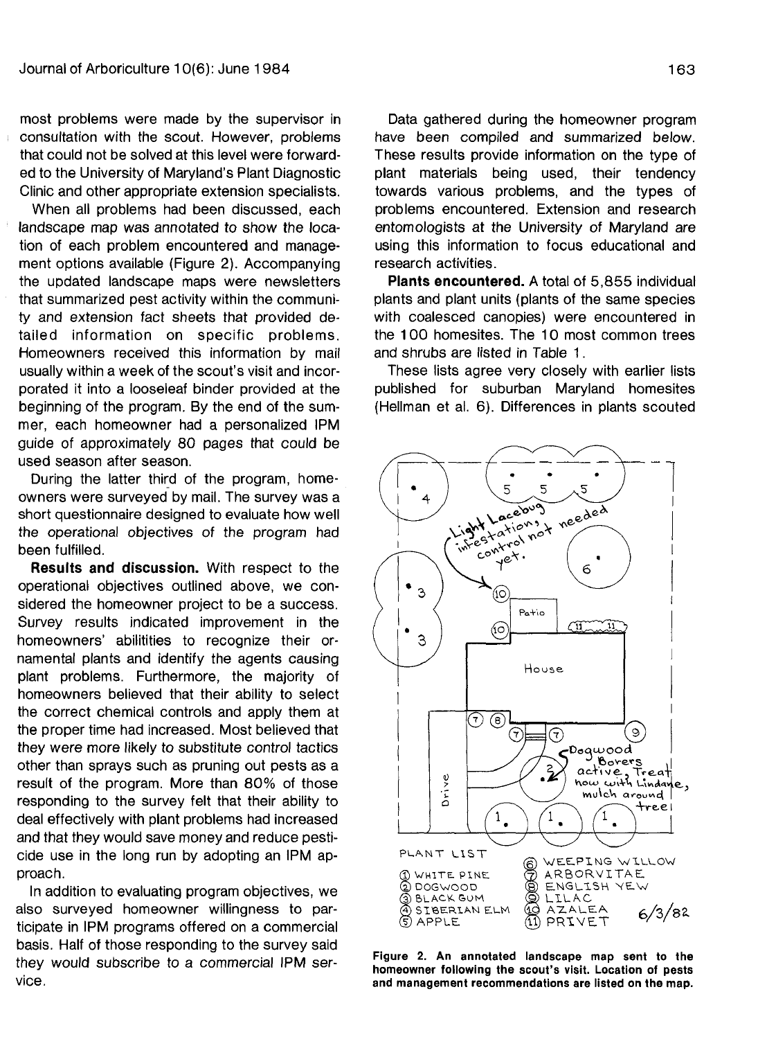most problems were made by the supervisor in consultation with the scout. However, problems that could not be solved at this level were forwarded to the University of Maryland's Plant Diagnostic Clinic and other appropriate extension specialists.

When all problems had been discussed, each landscape map was annotated to show the location of each problem encountered and management options available (Figure 2). Accompanying the updated landscape maps were newsletters that summarized pest activity within the community and extension fact sheets that provided detailed information on specific problems. Homeowners received this information by mail usually within a week of the scout's visit and incorporated it into a looseleaf binder provided at the beginning of the program. By the end of the summer, each homeowner had a personalized IPM guide of approximately 80 pages that could be used season after season.

During the latter third of the program, homeowners were surveyed by mail. The survey was a short questionnaire designed to evaluate how well the operational objectives of the program had been fulfilled.

**Results and discussion.** With respect to the operational objectives outlined above, we considered the homeowner project to be a success. Survey results indicated improvement in the homeowners' abilitities to recognize their ornamental plants and identify the agents causing plant problems. Furthermore, the majority of homeowners believed that their ability to select the correct chemical controls and apply them at the proper time had increased. Most believed that they were more likely to substitute control tactics other than sprays such as pruning out pests as a result of the program. More than 80% of those responding to the survey felt that their ability to deal effectively with plant problems had increased and that they would save money and reduce pesticide use in the long run by adopting an IPM approach.

In addition to evaluating program objectives, we also surveyed homeowner willingness to participate in IPM programs offered on a commercial basis. Half of those responding to the survey said they would subscribe to a commercial IPM service.

Data gathered during the homeowner program have been compiled and summarized below. These results provide information on the type of plant materials being used, their tendency towards various problems, and the types of problems encountered. Extension and research entomologists at the University of Maryland are using this information to focus educational and research activities.

**Plants encountered.** A total of 5,855 individual plants and plant units (plants of the same species with coalesced canopies) were encountered in the 100 homesites. The 10 most common trees and shrubs are listed in Table 1.

These lists agree very closely with earlier lists published for suburban Maryland homesites (Hellman et al. 6). Differences in plants scouted

**Figure 2. An annotated landscape map sent to the homeowner following the scout's visit. Location of pests and management recommendations are listed on the map.**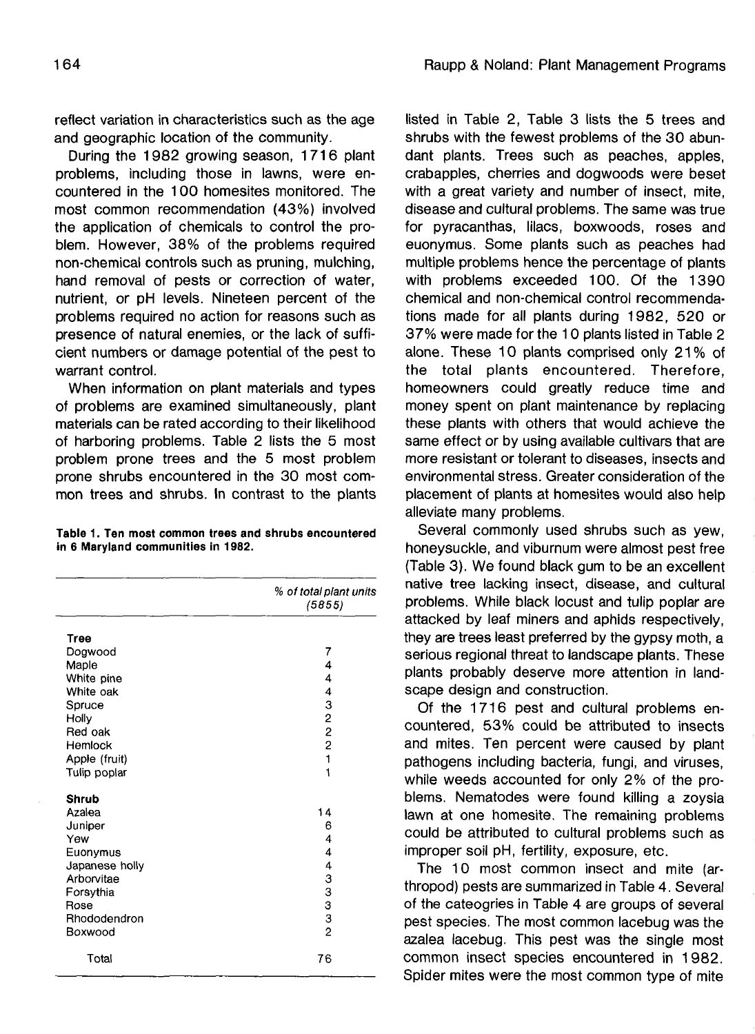reflect variation in characteristics such as the age and geographic location of the community.

During the 1982 growing season, 1716 plant problems, including those in lawns, were encountered in the 100 homesites monitored. The most common recommendation (43%) involved the application of chemicals to control the problem. However, 38% of the problems required non-chemical controls such as pruning, mulching, hand removal of pests or correction of water, nutrient, or pH levels. Nineteen percent of the problems required no action for reasons such as presence of natural enemies, or the lack of sufficient numbers or damage potential of the pest to warrant control.

When information on plant materials and types of problems are examined simultaneously, plant materials can be rated according to their likelihood of harboring problems. Table 2 lists the 5 most problem prone trees and the 5 most problem prone shrubs encountered in the 30 most common trees and shrubs. In contrast to the plants listed in Table 2, Table 3 lists the 5 trees and shrubs with the fewest problems of the 30 abundant plants. Trees such as peaches, apples, crabapples, cherries and dogwoods were beset with a great variety and number of insect, mite, disease and cultural problems. The same was true for pyracanthas, lilacs, boxwoods, roses and euonymus. Some plants such as peaches had multiple problems hence the percentage of plants with problems exceeded 100. Of the 1390 chemical and non-chemical control recommendations made for all plants during 1982, 520 or 37% were made for the 10 plants listed in Table 2 alone. These 10 plants comprised only 21% of the total plants encountered. Therefore, homeowners could greatly reduce time and money spent on plant maintenance by replacing these plants with others that would achieve the same effect or by using available cultivars that are more resistant or tolerant to diseases, insects and environmental stress. Greater consideration of the placement of plants at homesites would also help alleviate many problems.

**Table 1. Ten most common trees and shrubs encountered in 6 Maryland communities in 1982.**

| | *% of total plant units (5855)* |
|---|---|
| **Tree** | |
| Dogwood | 7 |
| Maple | 4 |
| White pine | 4 |
| White oak | 4 |
| Spruce | 3 |
| Holly | 2 |
| Red oak | 2 |
| Hemlock | 2 |
| Apple (fruit) | 1 |
| Tulip poplar | 1 |
| **Shrub** | |
| Azalea | 14 |
| Juniper | 6 |
| Yew | 4 |
| Euonymus | 4 |
| Japanese holly | 4 |
| Arborvitae | 3 |
| Forsythia | 3 |
| Rose | 3 |
| Rhododendron | 3 |
| Boxwood | 2 |
| Total | 76 |

Several commonly used shrubs such as yew, honeysuckle, and viburnum were almost pest free (Table 3). We found black gum to be an excellent native tree lacking insect, disease, and cultural problems. While black locust and tulip poplar are attacked by leaf miners and aphids respectively, they are trees least preferred by the gypsy moth, a serious regional threat to landscape plants. These plants probably deserve more attention in landscape design and construction.

Of the 1716 pest and cultural problems encountered, 53% could be attributed to insects and mites. Ten percent were caused by plant pathogens including bacteria, fungi, and viruses, while weeds accounted for only 2% of the problems. Nematodes were found killing a zoysia lawn at one homesite. The remaining problems could be attributed to cultural problems such as improper soil pH, fertility, exposure, etc.

The 10 most common insect and mite (arthropod) pests are summarized in Table 4. Several of the cateogries in Table 4 are groups of several pest species. The most common lacebug was the azalea lacebug. This pest was the single most common insect species encountered in 1982. Spider mites were the most common type of mite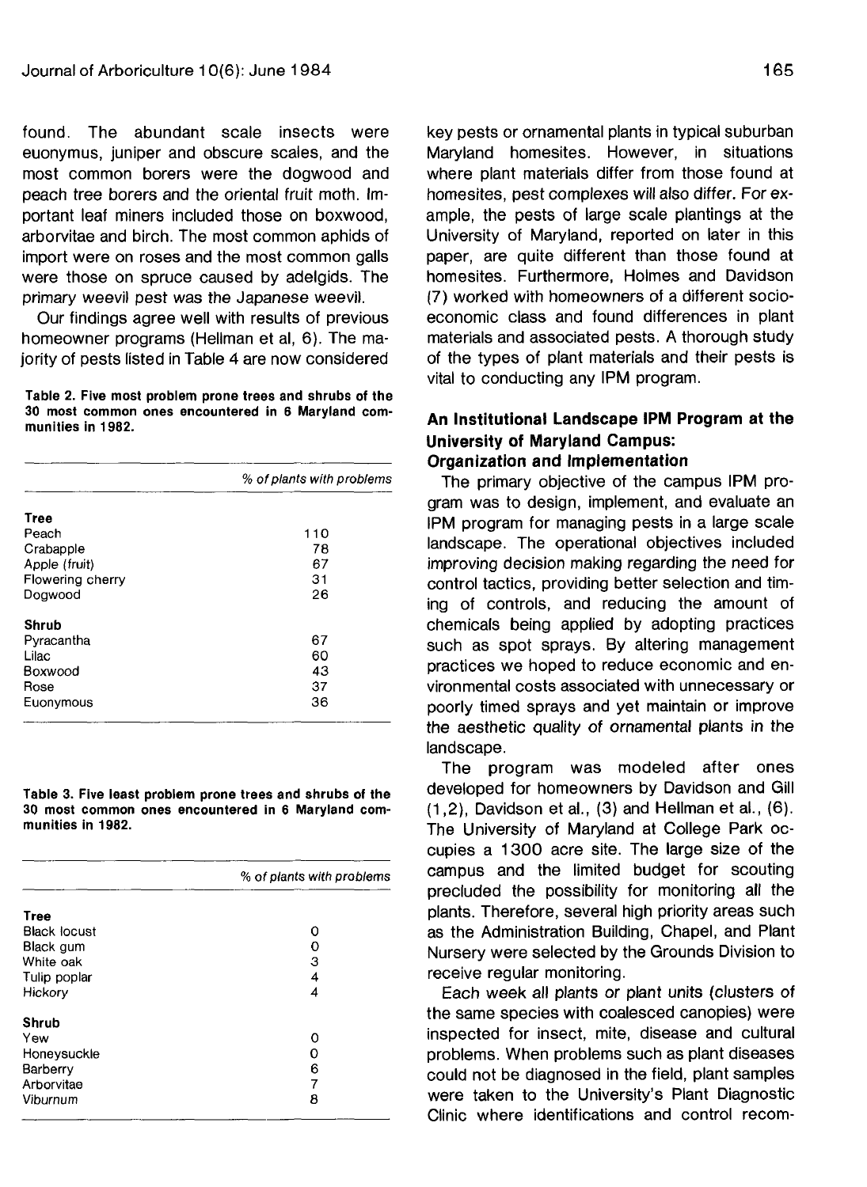found. The abundant scale insects were euonymus, juniper and obscure scales, and the most common borers were the dogwood and peach tree borers and the oriental fruit moth. Important leaf miners included those on boxwood, arborvitae and birch. The most common aphids of import were on roses and the most common galls were those on spruce caused by adelgids. The primary weevil pest was the Japanese weevil.

Our findings agree well with results of previous homeowner programs (Hellman et al, 6). The majority of pests listed in Table 4 are now considered key pests or ornamental plants in typical suburban Maryland homesites. However, in situations where plant materials differ from those found at homesites, pest complexes will also differ. For example, the pests of large scale plantings at the University of Maryland, reported on later in this paper, are quite different than those found at homesites. Furthermore, Holmes and Davidson (7) worked with homeowners of a different socio-economic class and found differences in plant materials and associated pests. A thorough study of the types of plant materials and their pests is vital to conducting any IPM program.

**Table 2. Five most problem prone trees and shrubs of the 30 most common ones encountered in 6 Maryland communities in 1982.**

| | % of plants with problems |
|---|---|
| **Tree** | |
| Peach | 110 |
| Crabapple | 78 |
| Apple (fruit) | 67 |
| Flowering cherry | 31 |
| Dogwood | 26 |
| **Shrub** | |
| Pyracantha | 67 |
| Lilac | 60 |
| Boxwood | 43 |
| Rose | 37 |
| Euonymous | 36 |

**Table 3. Five least problem prone trees and shrubs of the 30 most common ones encountered in 6 Maryland communities in 1982.**

| | % of plants with problems |
|---|---|
| **Tree** | |
| Black locust | 0 |
| Black gum | 0 |
| White oak | 3 |
| Tulip poplar | 4 |
| Hickory | 4 |
| **Shrub** | |
| Yew | 0 |
| Honeysuckle | 0 |
| Barberry | 6 |
| Arborvitae | 7 |
| Viburnum | 8 |

## An Institutional Landscape IPM Program at the University of Maryland Campus: Organization and Implementation

The primary objective of the campus IPM program was to design, implement, and evaluate an IPM program for managing pests in a large scale landscape. The operational objectives included improving decision making regarding the need for control tactics, providing better selection and timing of controls, and reducing the amount of chemicals being applied by adopting practices such as spot sprays. By altering management practices we hoped to reduce economic and environmental costs associated with unnecessary or poorly timed sprays and yet maintain or improve the aesthetic quality of ornamental plants in the landscape.

The program was modeled after ones developed for homeowners by Davidson and Gill (1,2), Davidson et al., (3) and Hellman et al., (6). The University of Maryland at College Park occupies a 1300 acre site. The large size of the campus and the limited budget for scouting precluded the possibility for monitoring all the plants. Therefore, several high priority areas such as the Administration Building, Chapel, and Plant Nursery were selected by the Grounds Division to receive regular monitoring.

Each week all plants or plant units (clusters of the same species with coalesced canopies) were inspected for insect, mite, disease and cultural problems. When problems such as plant diseases could not be diagnosed in the field, plant samples were taken to the University's Plant Diagnostic Clinic where identifications and control recom-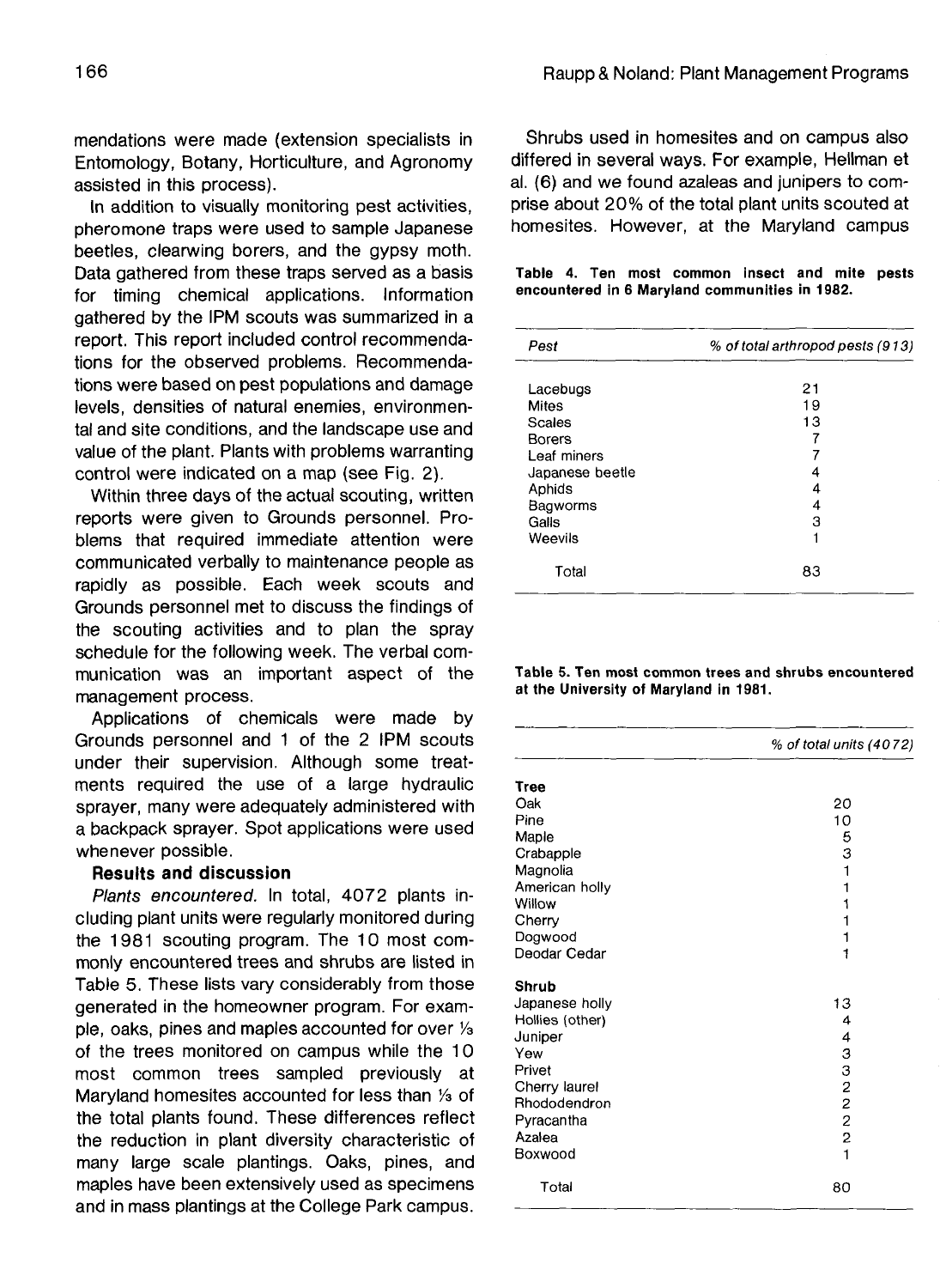mendations were made (extension specialists in Entomology, Botany, Horticulture, and Agronomy assisted in this process).

In addition to visually monitoring pest activities, pheromone traps were used to sample Japanese beetles, clearwing borers, and the gypsy moth. Data gathered from these traps served as a basis for timing chemical applications. Information gathered by the IPM scouts was summarized in a report. This report included control recommendations for the observed problems. Recommendations were based on pest populations and damage levels, densities of natural enemies, environmental and site conditions, and the landscape use and value of the plant. Plants with problems warranting control were indicated on a map (see Fig. 2).

Within three days of the actual scouting, written reports were given to Grounds personnel. Problems that required immediate attention were communicated verbally to maintenance people as rapidly as possible. Each week scouts and Grounds personnel met to discuss the findings of the scouting activities and to plan the spray schedule for the following week. The verbal communication was an important aspect of the management process.

Applications of chemicals were made by Grounds personnel and 1 of the 2 IPM scouts under their supervision. Although some treatments required the use of a large hydraulic sprayer, many were adequately administered with a backpack sprayer. Spot applications were used whenever possible.

### Results and discussion

*Plants encountered.* In total, 4072 plants including plant units were regularly monitored during the 1981 scouting program. The 10 most commonly encountered trees and shrubs are listed in Table 5. These lists vary considerably from those generated in the homeowner program. For example, oaks, pines and maples accounted for over ⅓ of the trees monitored on campus while the 10 most common trees sampled previously at Maryland homesites accounted for less than ⅓ of the total plants found. These differences reflect the reduction in plant diversity characteristic of many large scale plantings. Oaks, pines, and maples have been extensively used as specimens and in mass plantings at the College Park campus.

Shrubs used in homesites and on campus also differed in several ways. For example, Hellman et al. (6) and we found azaleas and junipers to comprise about 20% of the total plant units scouted at homesites. However, at the Maryland campus

**Table 4. Ten most common insect and mite pests encountered in 6 Maryland communities in 1982.**

| Pest | % of total arthropod pests (913) |
|---|---|
| Lacebugs | 21 |
| Mites | 19 |
| Scales | 13 |
| Borers | 7 |
| Leaf miners | 7 |
| Japanese beetle | 4 |
| Aphids | 4 |
| Bagworms | 4 |
| Galls | 3 |
| Weevils | 1 |
| Total | 83 |

**Table 5. Ten most common trees and shrubs encountered at the University of Maryland in 1981.**

| | % of total units (4072) |
|---|---|
| **Tree** | |
| Oak | 20 |
| Pine | 10 |
| Maple | 5 |
| Crabapple | 3 |
| Magnolia | 1 |
| American holly | 1 |
| Willow | 1 |
| Cherry | 1 |
| Dogwood | 1 |
| Deodar Cedar | 1 |
| **Shrub** | |
| Japanese holly | 13 |
| Hollies (other) | 4 |
| Juniper | 4 |
| Yew | 3 |
| Privet | 3 |
| Cherry laurel | 2 |
| Rhododendron | 2 |
| Pyracantha | 2 |
| Azalea | 2 |
| Boxwood | 1 |
| Total | 80 |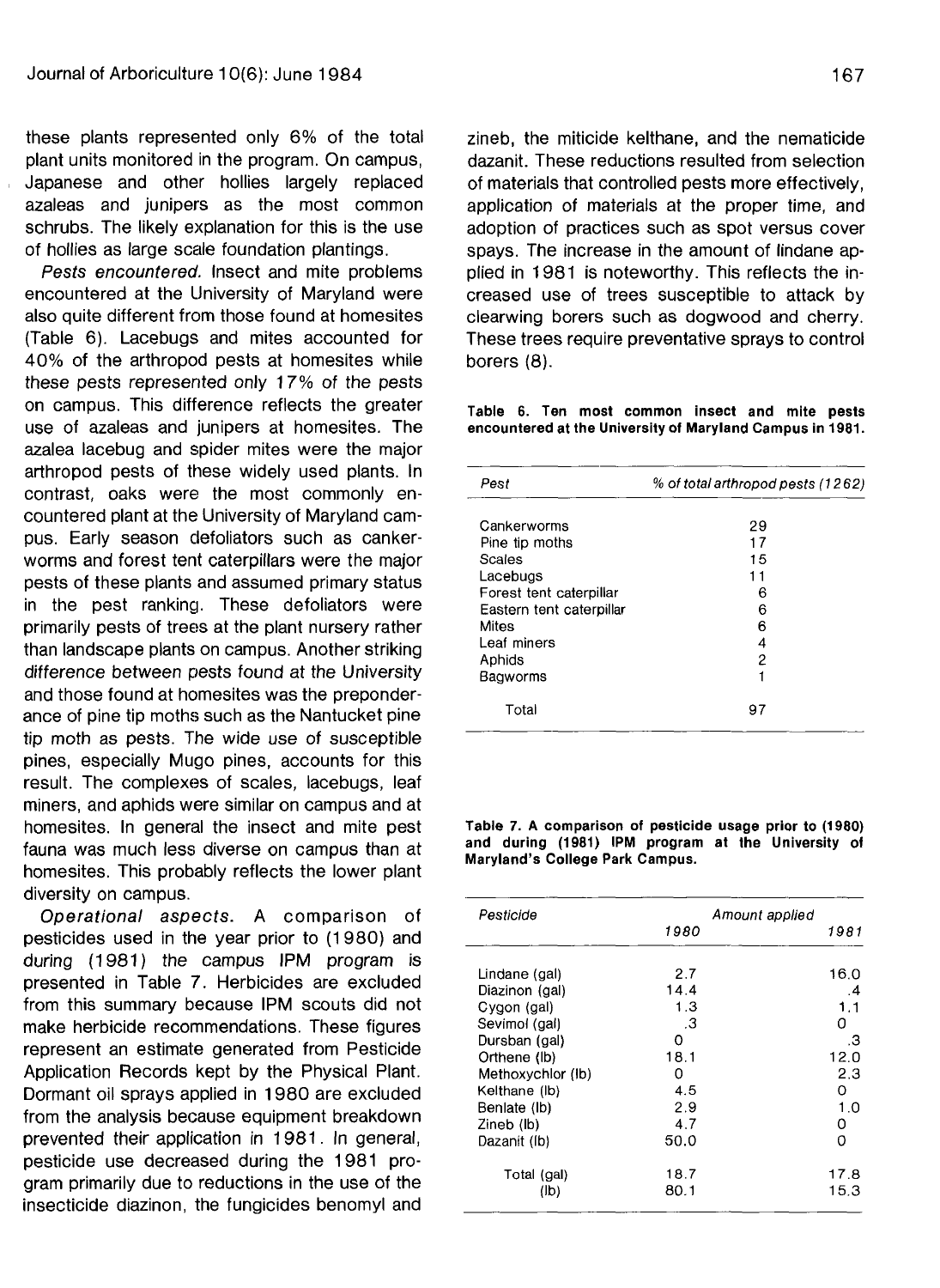these plants represented only 6% of the total plant units monitored in the program. On campus, Japanese and other hollies largely replaced azaleas and junipers as the most common schrubs. The likely explanation for this is the use of hollies as large scale foundation plantings.

*Pests encountered.* Insect and mite problems encountered at the University of Maryland were also quite different from those found at homesites (Table 6). Lacebugs and mites accounted for 40% of the arthropod pests at homesites while these pests represented only 17% of the pests on campus. This difference reflects the greater use of azaleas and junipers at homesites. The azalea lacebug and spider mites were the major arthropod pests of these widely used plants. In contrast, oaks were the most commonly encountered plant at the University of Maryland campus. Early season defoliators such as cankerworms and forest tent caterpillars were the major pests of these plants and assumed primary status in the pest ranking. These defoliators were primarily pests of trees at the plant nursery rather than landscape plants on campus. Another striking difference between pests found at the University and those found at homesites was the preponderance of pine tip moths such as the Nantucket pine tip moth as pests. The wide use of susceptible pines, especially Mugo pines, accounts for this result. The complexes of scales, lacebugs, leaf miners, and aphids were similar on campus and at homesites. In general the insect and mite pest fauna was much less diverse on campus than at homesites. This probably reflects the lower plant diversity on campus.

*Operational aspects.* A comparison of pesticides used in the year prior to (1980) and during (1981) the campus IPM program is presented in Table 7. Herbicides are excluded from this summary because IPM scouts did not make herbicide recommendations. These figures represent an estimate generated from Pesticide Application Records kept by the Physical Plant. Dormant oil sprays applied in 1980 are excluded from the analysis because equipment breakdown prevented their application in 1981. In general, pesticide use decreased during the 1981 program primarily due to reductions in the use of the insecticide diazinon, the fungicides benomyl and zineb, the miticide kelthane, and the nematicide dazanit. These reductions resulted from selection of materials that controlled pests more effectively, application of materials at the proper time, and adoption of practices such as spot versus cover spays. The increase in the amount of lindane applied in 1981 is noteworthy. This reflects the increased use of trees susceptible to attack by clearwing borers such as dogwood and cherry. These trees require preventative sprays to control borers (8).

**Table 6. Ten most common insect and mite pests encountered at the University of Maryland Campus in 1981.**

| *Pest* | *% of total arthropod pests (1262)* |
|---|---|
| Cankerworms | 29 |
| Pine tip moths | 17 |
| Scales | 15 |
| Lacebugs | 11 |
| Forest tent caterpillar | 6 |
| Eastern tent caterpillar | 6 |
| Mites | 6 |
| Leaf miners | 4 |
| Aphids | 2 |
| Bagworms | 1 |
| Total | 97 |

**Table 7. A comparison of pesticide usage prior to (1980) and during (1981) IPM program at the University of Maryland's College Park Campus.**

| *Pesticide* | *Amount applied* | |
|---|---|---|
| | *1980* | *1981* |
| Lindane (gal) | 2.7 | 16.0 |
| Diazinon (gal) | 14.4 | .4 |
| Cygon (gal) | 1.3 | 1.1 |
| Sevimol (gal) | .3 | 0 |
| Dursban (gal) | 0 | .3 |
| Orthene (lb) | 18.1 | 12.0 |
| Methoxychlor (lb) | 0 | 2.3 |
| Kelthane (lb) | 4.5 | 0 |
| Benlate (lb) | 2.9 | 1.0 |
| Zineb (lb) | 4.7 | 0 |
| Dazanit (lb) | 50.0 | 0 |
| Total (gal) | 18.7 | 17.8 |
| (lb) | 80.1 | 15.3 |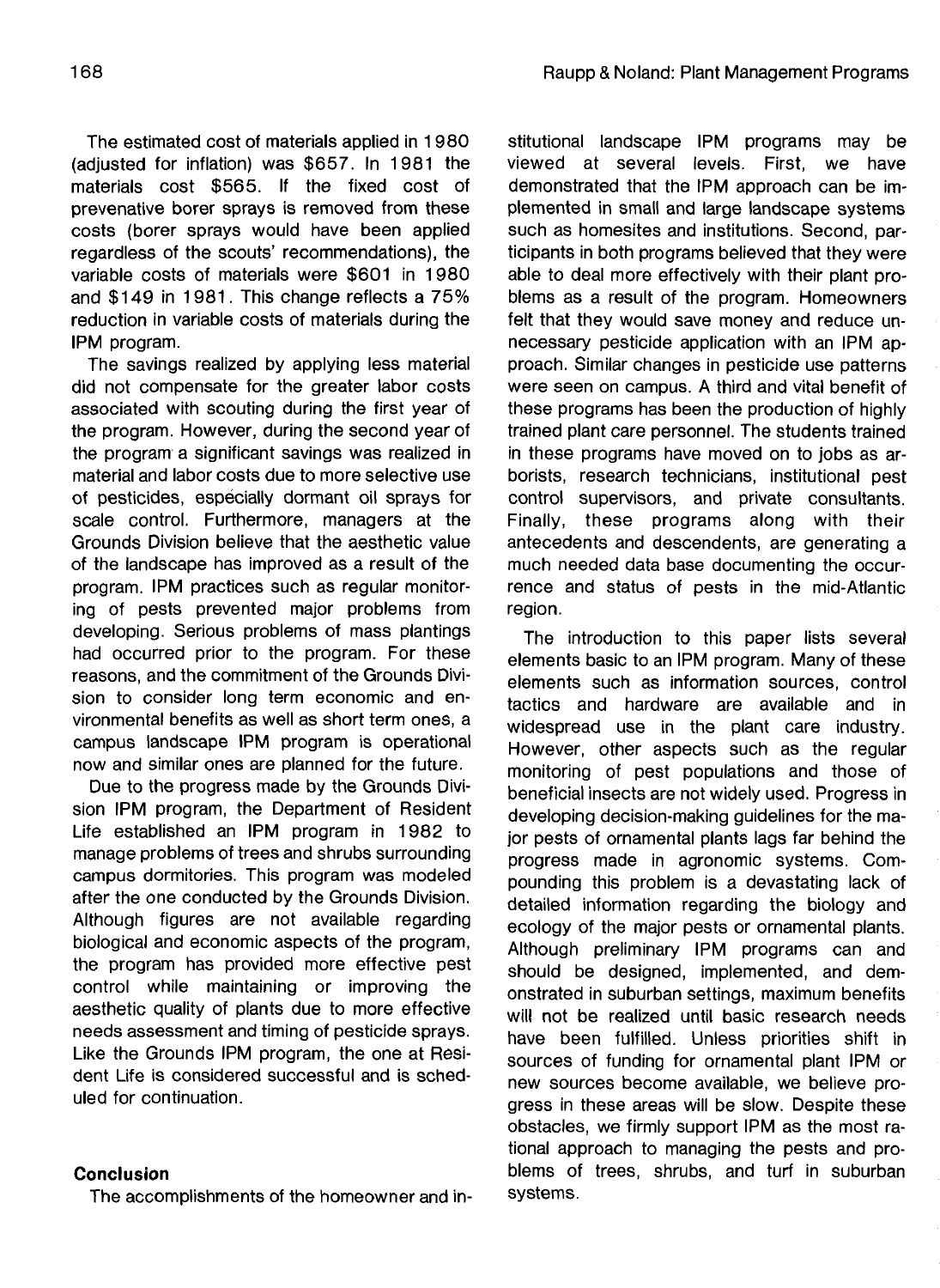The estimated cost of materials applied in 1980 (adjusted for inflation) was $657. In 1981 the materials cost $565. If the fixed cost of prevenative borer sprays is removed from these costs (borer sprays would have been applied regardless of the scouts' recommendations), the variable costs of materials were $601 in 1980 and $149 in 1981. This change reflects a 75% reduction in variable costs of materials during the IPM program.

The savings realized by applying less material did not compensate for the greater labor costs associated with scouting during the first year of the program. However, during the second year of the program a significant savings was realized in material and labor costs due to more selective use of pesticides, especially dormant oil sprays for scale control. Furthermore, managers at the Grounds Division believe that the aesthetic value of the landscape has improved as a result of the program. IPM practices such as regular monitoring of pests prevented major problems from developing. Serious problems of mass plantings had occurred prior to the program. For these reasons, and the commitment of the Grounds Division to consider long term economic and environmental benefits as well as short term ones, a campus landscape IPM program is operational now and similar ones are planned for the future.

Due to the progress made by the Grounds Division IPM program, the Department of Resident Life established an IPM program in 1982 to manage problems of trees and shrubs surrounding campus dormitories. This program was modeled after the one conducted by the Grounds Division. Although figures are not available regarding biological and economic aspects of the program, the program has provided more effective pest control while maintaining or improving the aesthetic quality of plants due to more effective needs assessment and timing of pesticide sprays. Like the Grounds IPM program, the one at Resident Life is considered successful and is scheduled for continuation.

## Conclusion

The accomplishments of the homeowner and institutional landscape IPM programs may be viewed at several levels. First, we have demonstrated that the IPM approach can be implemented in small and large landscape systems such as homesites and institutions. Second, participants in both programs believed that they were able to deal more effectively with their plant problems as a result of the program. Homeowners felt that they would save money and reduce unnecessary pesticide application with an IPM approach. Similar changes in pesticide use patterns were seen on campus. A third and vital benefit of these programs has been the production of highly trained plant care personnel. The students trained in these programs have moved on to jobs as arborists, research technicians, institutional pest control supervisors, and private consultants. Finally, these programs along with their antecedents and descendents, are generating a much needed data base documenting the occurrence and status of pests in the mid-Atlantic region.

The introduction to this paper lists several elements basic to an IPM program. Many of these elements such as information sources, control tactics and hardware are available and in widespread use in the plant care industry. However, other aspects such as the regular monitoring of pest populations and those of beneficial insects are not widely used. Progress in developing decision-making guidelines for the major pests of ornamental plants lags far behind the progress made in agronomic systems. Compounding this problem is a devastating lack of detailed information regarding the biology and ecology of the major pests or ornamental plants. Although preliminary IPM programs can and should be designed, implemented, and demonstrated in suburban settings, maximum benefits will not be realized until basic research needs have been fulfilled. Unless priorities shift in sources of funding for ornamental plant IPM or new sources become available, we believe progress in these areas will be slow. Despite these obstacles, we firmly support IPM as the most rational approach to managing the pests and problems of trees, shrubs, and turf in suburban systems.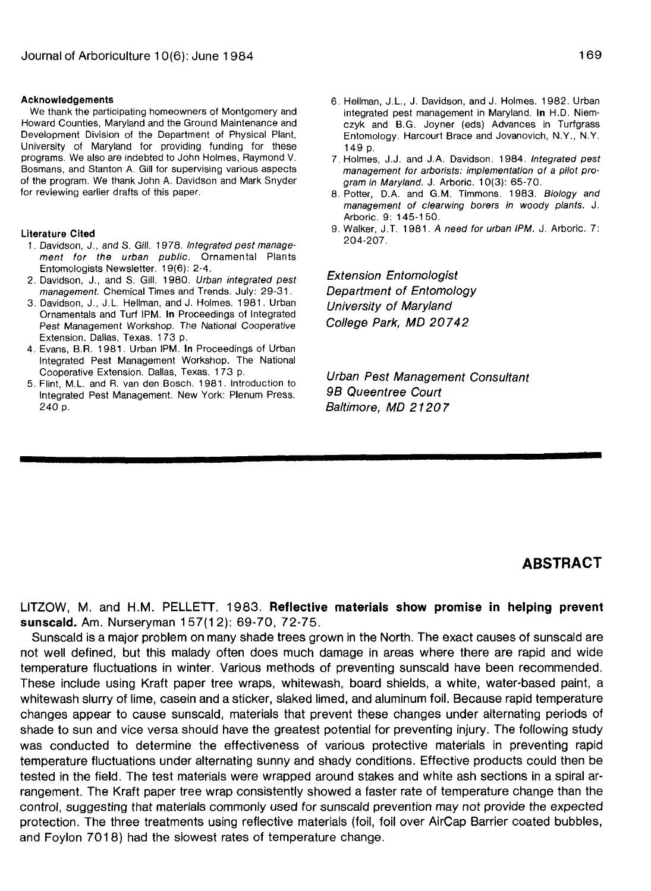### Acknowledgements

We thank the participating homeowners of Montgomery and Howard Counties, Maryland and the Ground Maintenance and Development Division of the Department of Physical Plant, University of Maryland for providing funding for these programs. We also are indebted to John Holmes, Raymond V. Bosmans, and Stanton A. Gill for supervising various aspects of the program. We thank John A. Davidson and Mark Snyder for reviewing earlier drafts of this paper.

### Literature Cited

1. Davidson, J., and S. Gill. 1978. *Integrated pest management for the urban public.* Ornamental Plants Entomologists Newsletter. 19(6): 2-4.
2. Davidson, J., and S. Gill. 1980. *Urban integrated pest management.* Chemical Times and Trends. July: 29-31.
3. Davidson, J., J.L. Hellman, and J. Holmes. 1981. Urban Ornamentals and Turf IPM. **In** Proceedings of Integrated Pest Management Workshop. The National Cooperative Extension. Dallas, Texas. 173 p.
4. Evans, B.R. 1981. Urban IPM. **In** Proceedings of Urban Integrated Pest Management Workshop. The National Cooperative Extension. Dallas, Texas. 173 p.
5. Flint, M.L. and R. van den Bosch. 1981. Introduction to Integrated Pest Management. New York: Plenum Press. 240 p.
6. Hellman, J.L., J. Davidson, and J. Holmes. 1982. Urban integrated pest management in Maryland. **In** H.D. Niemczyk and B.G. Joyner (eds) Advances in Turfgrass Entomology. Harcourt Brace and Jovanovich, N.Y., N.Y. 149 p.
7. Holmes, J.J. and J.A. Davidson. 1984. *Integrated pest management for arborists: implementation of a pilot program in Maryland.* J. Arboric. 10(3): 65-70.
8. Potter, D.A. and G.M. Timmons. 1983. *Biology and management of clearwing borers in woody plants.* J. Arboric. 9: 145-150.
9. Walker, J.T. 1981. *A need for urban IPM.* J. Arboric. 7: 204-207.

*Extension Entomologist*
*Department of Entomology*
*University of Maryland*
*College Park, MD 20742*

*Urban Pest Management Consultant*
*9B Queentree Court*
*Baltimore, MD 21207*

## ABSTRACT

LITZOW, M. and H.M. PELLETT. 1983. **Reflective materials show promise in helping prevent sunscald.** Am. Nurseryman 157(12): 69-70, 72-75.

Sunscald is a major problem on many shade trees grown in the North. The exact causes of sunscald are not well defined, but this malady often does much damage in areas where there are rapid and wide temperature fluctuations in winter. Various methods of preventing sunscald have been recommended. These include using Kraft paper tree wraps, whitewash, board shields, a white, water-based paint, a whitewash slurry of lime, casein and a sticker, slaked limed, and aluminum foil. Because rapid temperature changes appear to cause sunscald, materials that prevent these changes under alternating periods of shade to sun and vice versa should have the greatest potential for preventing injury. The following study was conducted to determine the effectiveness of various protective materials in preventing rapid temperature fluctuations under alternating sunny and shady conditions. Effective products could then be tested in the field. The test materials were wrapped around stakes and white ash sections in a spiral arrangement. The Kraft paper tree wrap consistently showed a faster rate of temperature change than the control, suggesting that materials commonly used for sunscald prevention may not provide the expected protection. The three treatments using reflective materials (foil, foil over AirCap Barrier coated bubbles, and Foylon 7018) had the slowest rates of temperature change.